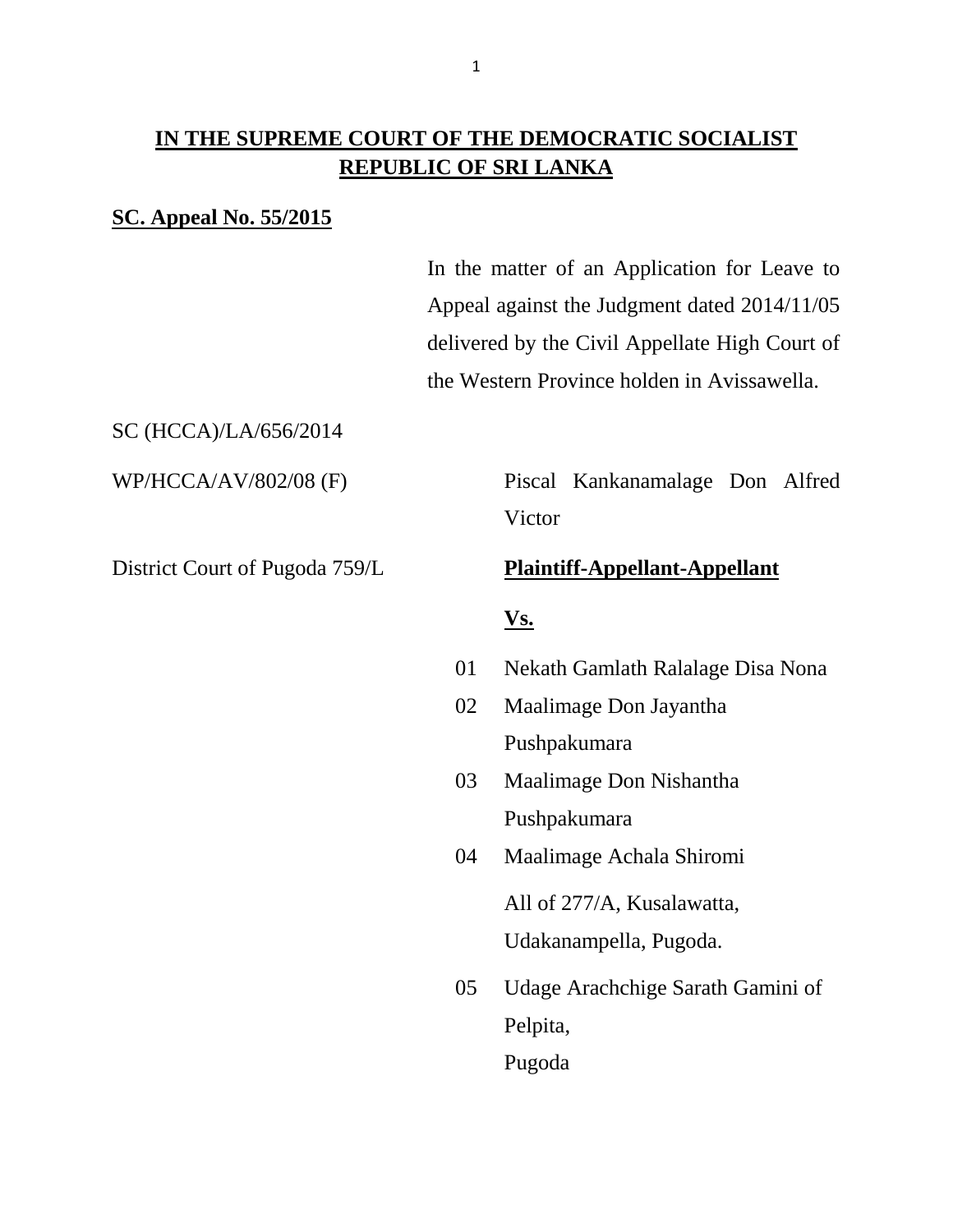**IN THE SUPREME COURT OF THE DEMOCRATIC SOCIALIST REPUBLIC OF SRI LANKA**

**SC. Appeal No. 55/2015**

In the matter of an Application for Leave to Appeal against the Judgment dated 2014/11/05 delivered by the Civil Appellate High Court of the Western Province holden in Avissawella.

SC (HCCA)/LA/656/2014

WP/HCCA/AV/802/08 (F)

District Court of Pugoda 759/L

Piscal Kankanamalage Don Alfred Victor

**Plaintiff-Appellant-Appellant**

**Vs.**

01 Nekath Gamlath Ralalage Disa Nona

02 Maalimage Don Jayantha Pushpakumara

03 Maalimage Don Nishantha Pushpakumara

04 Maalimage Achala Shiromi

All of 277/A, Kusalawatta, Udakanampella, Pugoda.

05 Udage Arachchige Sarath Gamini of Pelpita, Pugoda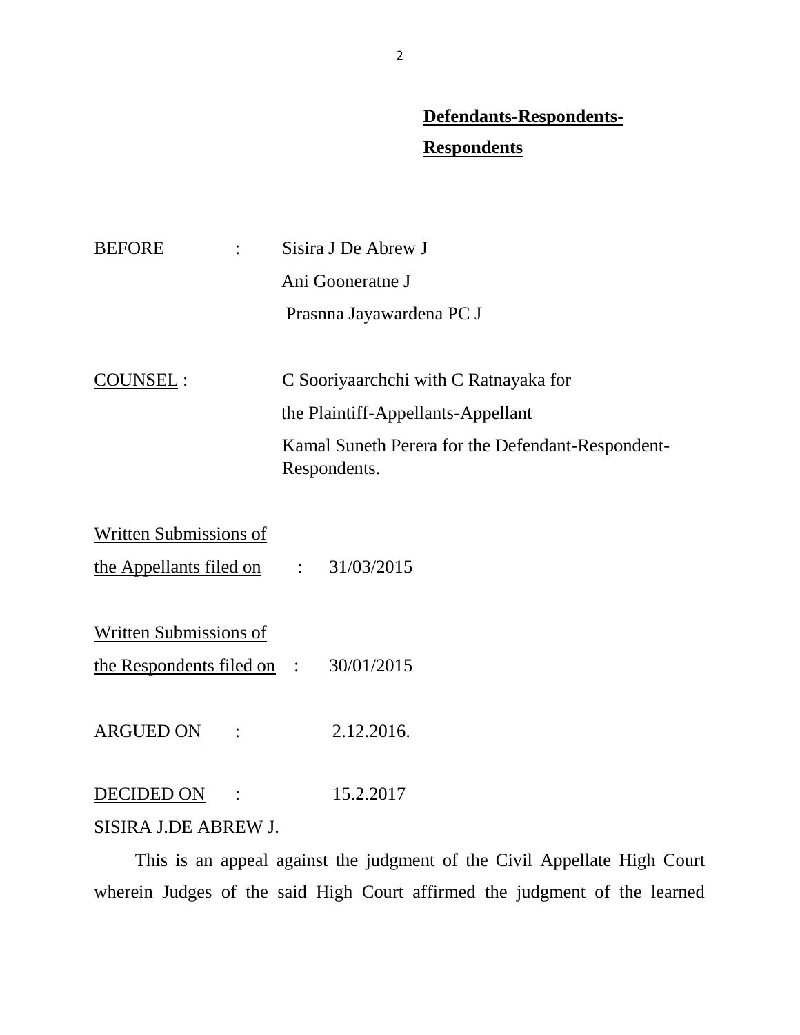**Defendants-Respondents-**

**Respondents**

BEFORE : Sisira J De Abrew J

Ani Gooneratne J

Prasnna Jayawardena PC J

COUNSEL : C Sooriyaarchchi with C Ratnayaka for the Plaintiff-Appellants-Appellant

Kamal Suneth Perera for the Defendant-Respondent-Respondents.

Written Submissions of the Appellants filed on : 31/03/2015

Written Submissions of the Respondents filed on : 30/01/2015

ARGUED ON : 2.12.2016.

DECIDED ON : 15.2.2017

SISIRA J.DE ABREW J.

This is an appeal against the judgment of the Civil Appellate High Court wherein Judges of the said High Court affirmed the judgment of the learned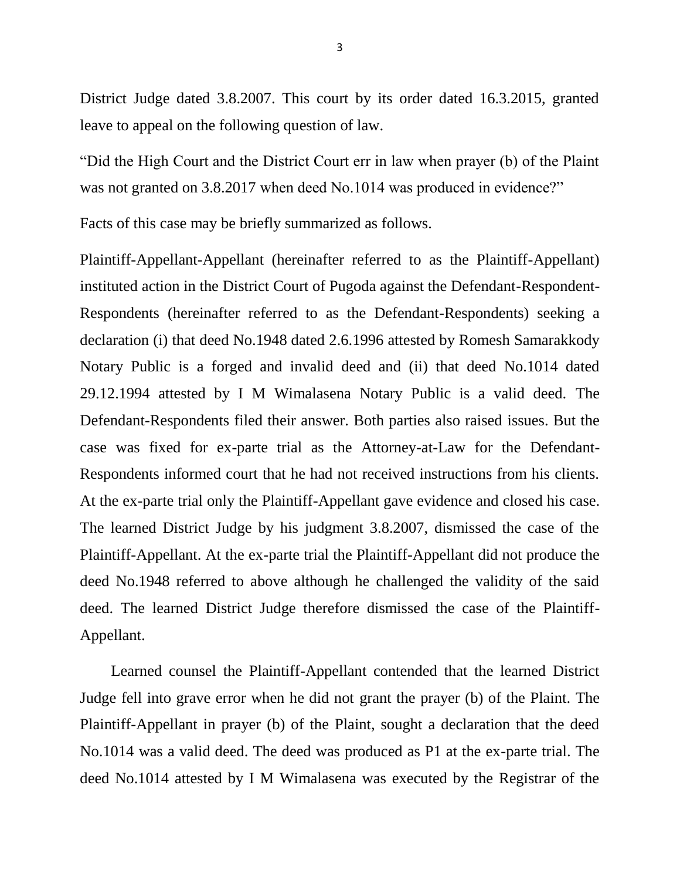District Judge dated 3.8.2007. This court by its order dated 16.3.2015, granted leave to appeal on the following question of law.

"Did the High Court and the District Court err in law when prayer (b) of the Plaint was not granted on 3.8.2017 when deed No.1014 was produced in evidence?"

Facts of this case may be briefly summarized as follows.

Plaintiff-Appellant-Appellant (hereinafter referred to as the Plaintiff-Appellant) instituted action in the District Court of Pugoda against the Defendant-Respondent-Respondents (hereinafter referred to as the Defendant-Respondents) seeking a declaration (i) that deed No.1948 dated 2.6.1996 attested by Romesh Samarakkody Notary Public is a forged and invalid deed and (ii) that deed No.1014 dated 29.12.1994 attested by I M Wimalasena Notary Public is a valid deed. The Defendant-Respondents filed their answer. Both parties also raised issues. But the case was fixed for ex-parte trial as the Attorney-at-Law for the Defendant-Respondents informed court that he had not received instructions from his clients. At the ex-parte trial only the Plaintiff-Appellant gave evidence and closed his case. The learned District Judge by his judgment 3.8.2007, dismissed the case of the Plaintiff-Appellant. At the ex-parte trial the Plaintiff-Appellant did not produce the deed No.1948 referred to above although he challenged the validity of the said deed. The learned District Judge therefore dismissed the case of the Plaintiff-Appellant.

Learned counsel the Plaintiff-Appellant contended that the learned District Judge fell into grave error when he did not grant the prayer (b) of the Plaint. The Plaintiff-Appellant in prayer (b) of the Plaint, sought a declaration that the deed No.1014 was a valid deed. The deed was produced as P1 at the ex-parte trial. The deed No.1014 attested by I M Wimalasena was executed by the Registrar of the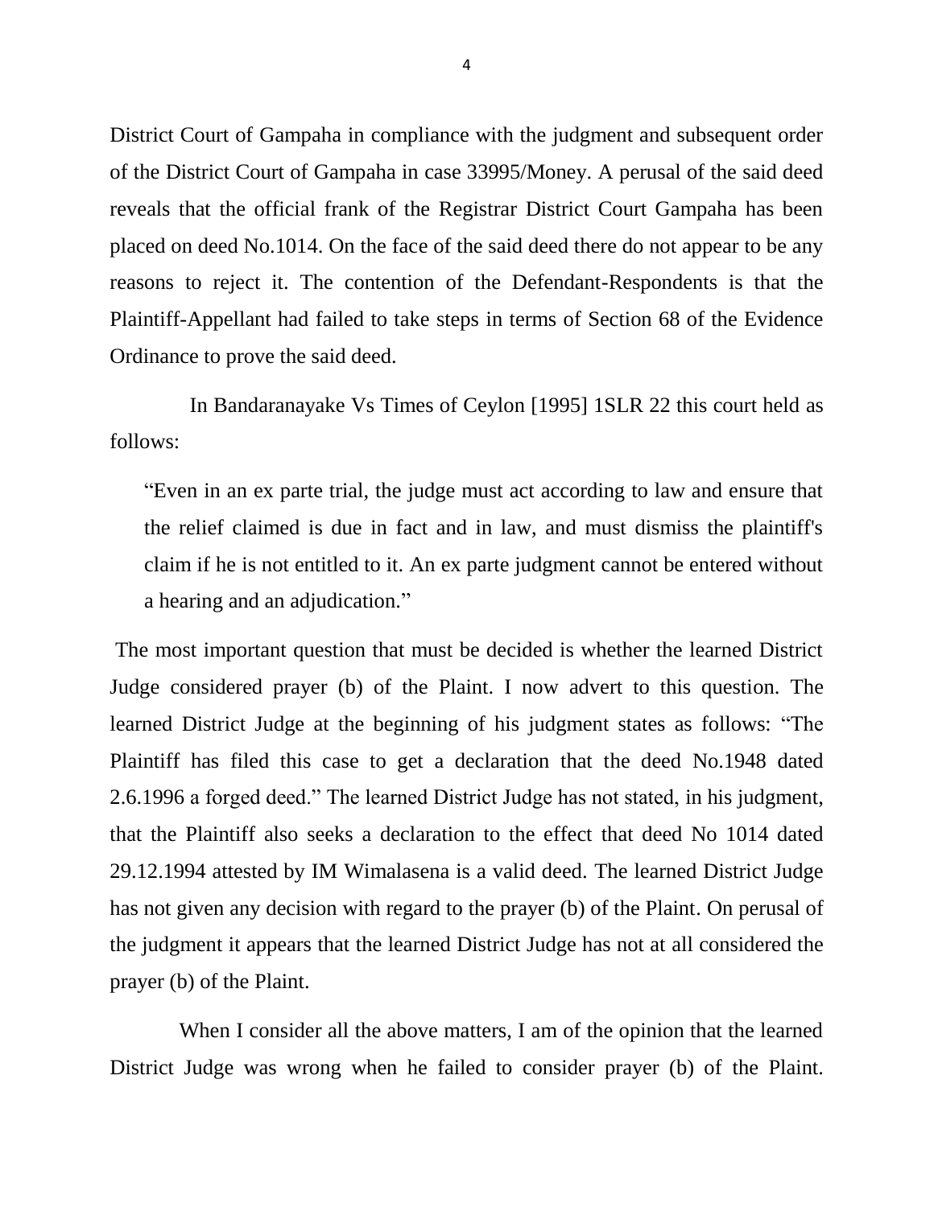District Court of Gampaha in compliance with the judgment and subsequent order of the District Court of Gampaha in case 33995/Money. A perusal of the said deed reveals that the official frank of the Registrar District Court Gampaha has been placed on deed No.1014. On the face of the said deed there do not appear to be any reasons to reject it. The contention of the Defendant-Respondents is that the Plaintiff-Appellant had failed to take steps in terms of Section 68 of the Evidence Ordinance to prove the said deed.

In Bandaranayake Vs Times of Ceylon [1995] 1SLR 22 this court held as follows:

> "Even in an ex parte trial, the judge must act according to law and ensure that the relief claimed is due in fact and in law, and must dismiss the plaintiff's claim if he is not entitled to it. An ex parte judgment cannot be entered without a hearing and an adjudication."

The most important question that must be decided is whether the learned District Judge considered prayer (b) of the Plaint. I now advert to this question. The learned District Judge at the beginning of his judgment states as follows: "The Plaintiff has filed this case to get a declaration that the deed No.1948 dated 2.6.1996 a forged deed." The learned District Judge has not stated, in his judgment, that the Plaintiff also seeks a declaration to the effect that deed No 1014 dated 29.12.1994 attested by IM Wimalasena is a valid deed. The learned District Judge has not given any decision with regard to the prayer (b) of the Plaint. On perusal of the judgment it appears that the learned District Judge has not at all considered the prayer (b) of the Plaint.

When I consider all the above matters, I am of the opinion that the learned District Judge was wrong when he failed to consider prayer (b) of the Plaint.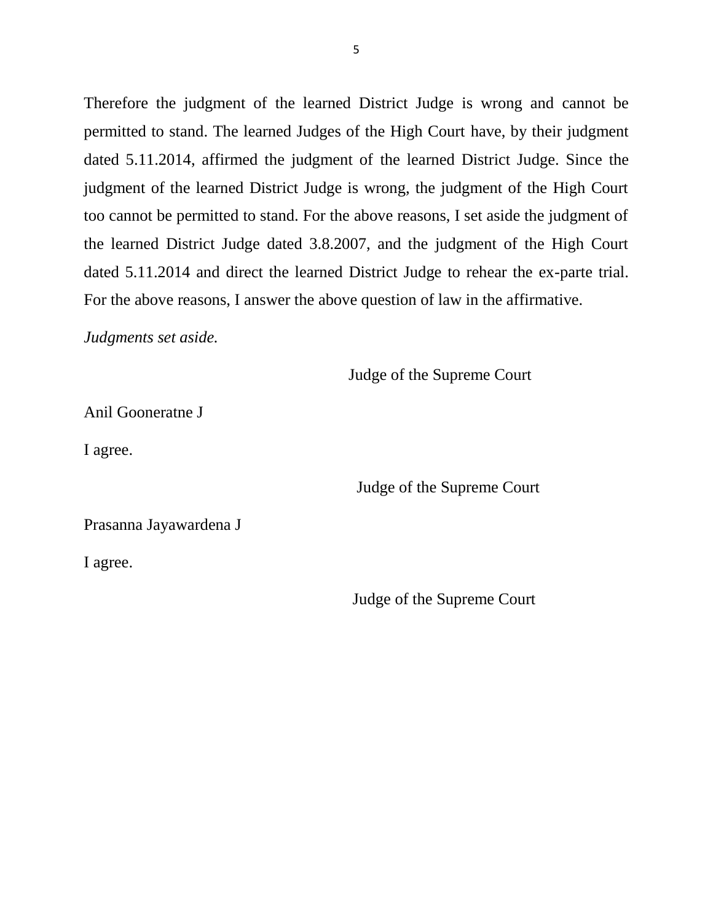Therefore the judgment of the learned District Judge is wrong and cannot be permitted to stand. The learned Judges of the High Court have, by their judgment dated 5.11.2014, affirmed the judgment of the learned District Judge. Since the judgment of the learned District Judge is wrong, the judgment of the High Court too cannot be permitted to stand. For the above reasons, I set aside the judgment of the learned District Judge dated 3.8.2007, and the judgment of the High Court dated 5.11.2014 and direct the learned District Judge to rehear the ex-parte trial. For the above reasons, I answer the above question of law in the affirmative.

*Judgments set aside.*

Judge of the Supreme Court

Anil Gooneratne J

I agree.

Judge of the Supreme Court

Prasanna Jayawardena J

I agree.

Judge of the Supreme Court